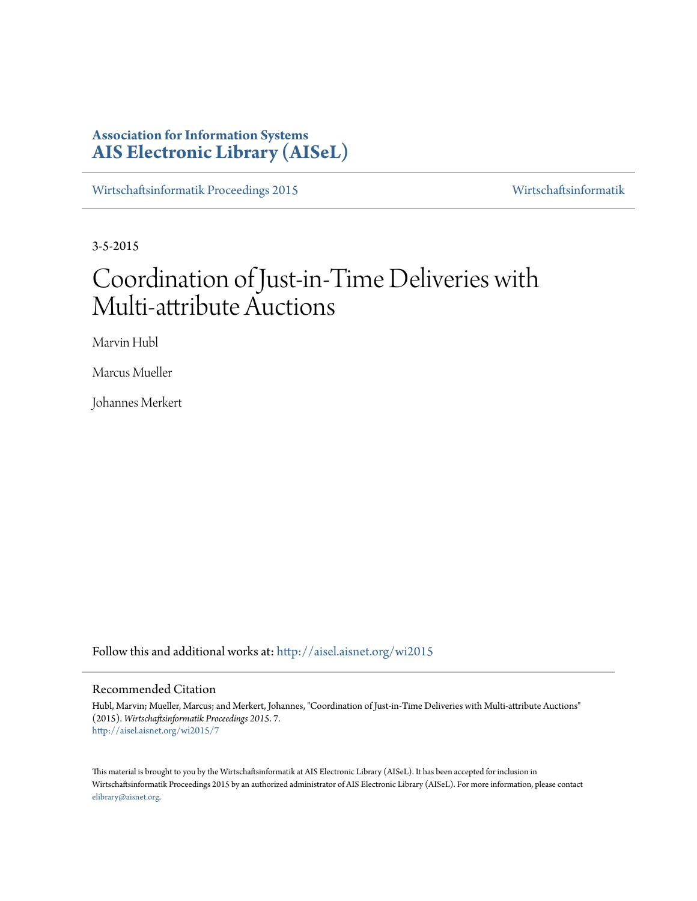**Association for Information Systems**
**AIS Electronic Library (AISeL)**

Wirtschaftsinformatik Proceedings 2015 | Wirtschaftsinformatik

3-5-2015

# Coordination of Just-in-Time Deliveries with Multi-attribute Auctions

Marvin Hubl

Marcus Mueller

Johannes Merkert

Follow this and additional works at: http://aisel.aisnet.org/wi2015

## Recommended Citation

Hubl, Marvin; Mueller, Marcus; and Merkert, Johannes, "Coordination of Just-in-Time Deliveries with Multi-attribute Auctions" (2015). *Wirtschaftsinformatik Proceedings 2015*. 7.
http://aisel.aisnet.org/wi2015/7

This material is brought to you by the Wirtschaftsinformatik at AIS Electronic Library (AISeL). It has been accepted for inclusion in Wirtschaftsinformatik Proceedings 2015 by an authorized administrator of AIS Electronic Library (AISeL). For more information, please contact elibrary@aisnet.org.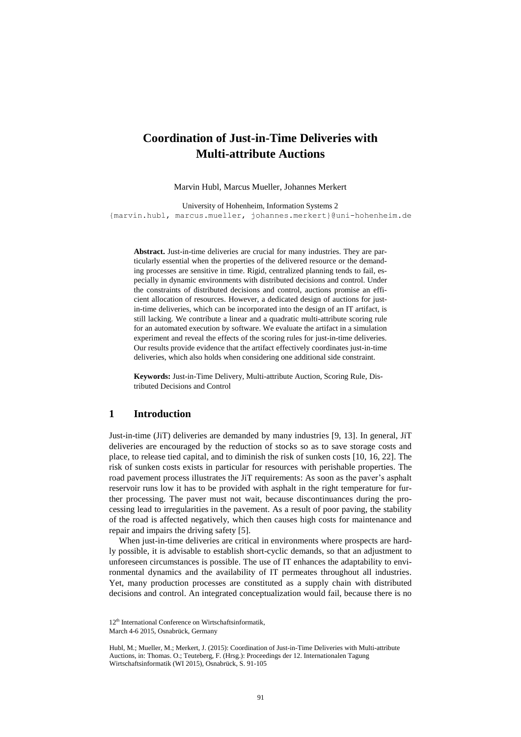# Coordination of Just-in-Time Deliveries with Multi-attribute Auctions

Marvin Hubl, Marcus Mueller, Johannes Merkert

University of Hohenheim, Information Systems 2
{marvin.hubl, marcus.mueller, johannes.merkert}@uni-hohenheim.de

**Abstract.** Just-in-time deliveries are crucial for many industries. They are particularly essential when the properties of the delivered resource or the demanding processes are sensitive in time. Rigid, centralized planning tends to fail, especially in dynamic environments with distributed decisions and control. Under the constraints of distributed decisions and control, auctions promise an efficient allocation of resources. However, a dedicated design of auctions for just-in-time deliveries, which can be incorporated into the design of an IT artifact, is still lacking. We contribute a linear and a quadratic multi-attribute scoring rule for an automated execution by software. We evaluate the artifact in a simulation experiment and reveal the effects of the scoring rules for just-in-time deliveries. Our results provide evidence that the artifact effectively coordinates just-in-time deliveries, which also holds when considering one additional side constraint.

**Keywords:** Just-in-Time Delivery, Multi-attribute Auction, Scoring Rule, Distributed Decisions and Control

## 1 Introduction

Just-in-time (JiT) deliveries are demanded by many industries [9, 13]. In general, JiT deliveries are encouraged by the reduction of stocks so as to save storage costs and place, to release tied capital, and to diminish the risk of sunken costs [10, 16, 22]. The risk of sunken costs exists in particular for resources with perishable properties. The road pavement process illustrates the JiT requirements: As soon as the paver's asphalt reservoir runs low it has to be provided with asphalt in the right temperature for further processing. The paver must not wait, because discontinuances during the processing lead to irregularities in the pavement. As a result of poor paving, the stability of the road is affected negatively, which then causes high costs for maintenance and repair and impairs the driving safety [5].

When just-in-time deliveries are critical in environments where prospects are hardly possible, it is advisable to establish short-cyclic demands, so that an adjustment to unforeseen circumstances is possible. The use of IT enhances the adaptability to environmental dynamics and the availability of IT permeates throughout all industries. Yet, many production processes are constituted as a supply chain with distributed decisions and control. An integrated conceptualization would fail, because there is no

12th International Conference on Wirtschaftsinformatik,
March 4-6 2015, Osnabrück, Germany

Hubl, M.; Mueller, M.; Merkert, J. (2015): Coordination of Just-in-Time Deliveries with Multi-attribute Auctions, in: Thomas. O.; Teuteberg, F. (Hrsg.): Proceedings der 12. Internationalen Tagung Wirtschaftsinformatik (WI 2015), Osnabrück, S. 91-105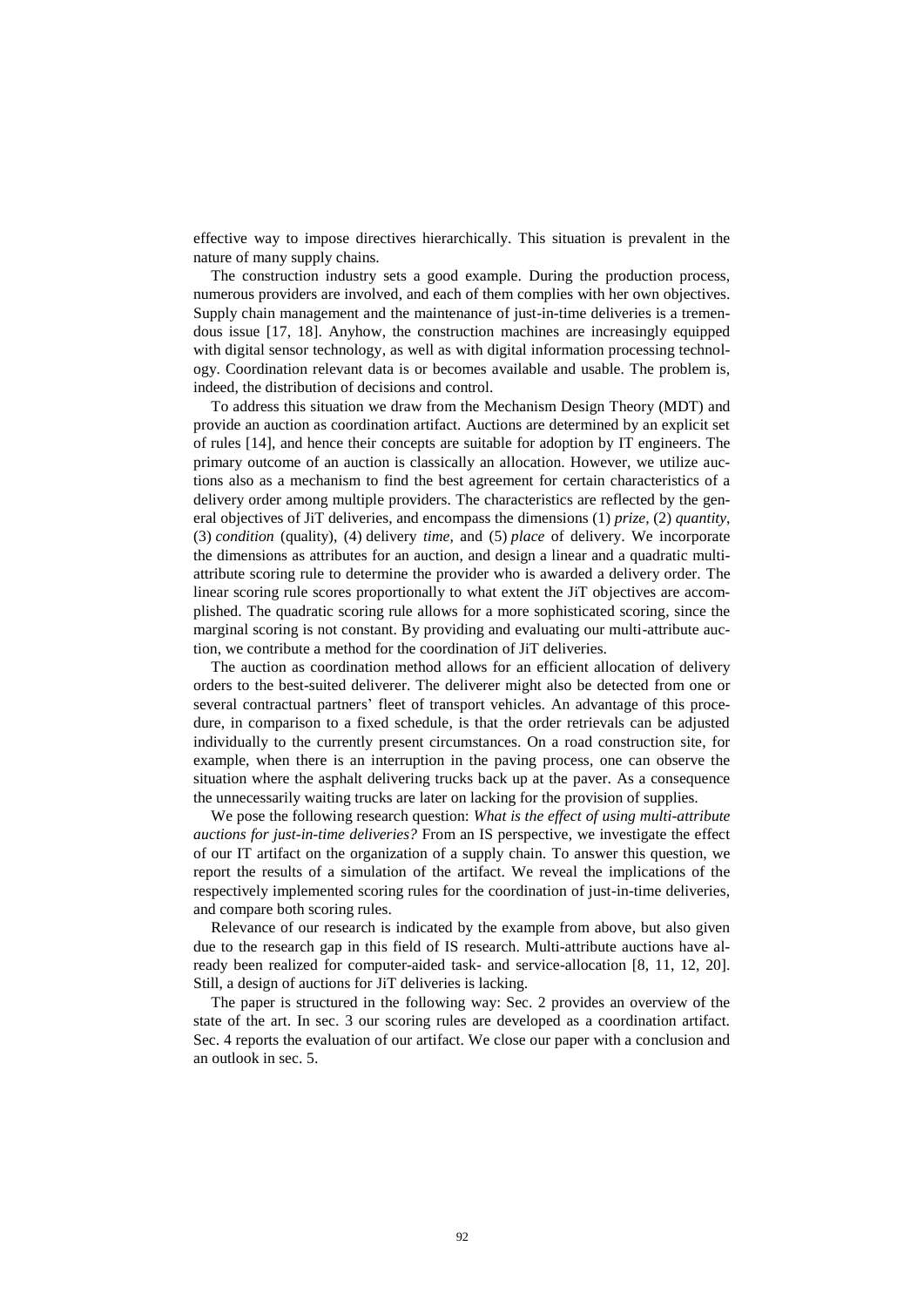effective way to impose directives hierarchically. This situation is prevalent in the nature of many supply chains.

The construction industry sets a good example. During the production process, numerous providers are involved, and each of them complies with her own objectives. Supply chain management and the maintenance of just-in-time deliveries is a tremendous issue [17, 18]. Anyhow, the construction machines are increasingly equipped with digital sensor technology, as well as with digital information processing technology. Coordination relevant data is or becomes available and usable. The problem is, indeed, the distribution of decisions and control.

To address this situation we draw from the Mechanism Design Theory (MDT) and provide an auction as coordination artifact. Auctions are determined by an explicit set of rules [14], and hence their concepts are suitable for adoption by IT engineers. The primary outcome of an auction is classically an allocation. However, we utilize auctions also as a mechanism to find the best agreement for certain characteristics of a delivery order among multiple providers. The characteristics are reflected by the general objectives of JiT deliveries, and encompass the dimensions (1) *prize*, (2) *quantity*, (3) *condition* (quality), (4) delivery *time*, and (5) *place* of delivery. We incorporate the dimensions as attributes for an auction, and design a linear and a quadratic multi-attribute scoring rule to determine the provider who is awarded a delivery order. The linear scoring rule scores proportionally to what extent the JiT objectives are accomplished. The quadratic scoring rule allows for a more sophisticated scoring, since the marginal scoring is not constant. By providing and evaluating our multi-attribute auction, we contribute a method for the coordination of JiT deliveries.

The auction as coordination method allows for an efficient allocation of delivery orders to the best-suited deliverer. The deliverer might also be detected from one or several contractual partners' fleet of transport vehicles. An advantage of this procedure, in comparison to a fixed schedule, is that the order retrievals can be adjusted individually to the currently present circumstances. On a road construction site, for example, when there is an interruption in the paving process, one can observe the situation where the asphalt delivering trucks back up at the paver. As a consequence the unnecessarily waiting trucks are later on lacking for the provision of supplies.

We pose the following research question: *What is the effect of using multi-attribute auctions for just-in-time deliveries?* From an IS perspective, we investigate the effect of our IT artifact on the organization of a supply chain. To answer this question, we report the results of a simulation of the artifact. We reveal the implications of the respectively implemented scoring rules for the coordination of just-in-time deliveries, and compare both scoring rules.

Relevance of our research is indicated by the example from above, but also given due to the research gap in this field of IS research. Multi-attribute auctions have already been realized for computer-aided task- and service-allocation [8, 11, 12, 20]. Still, a design of auctions for JiT deliveries is lacking.

The paper is structured in the following way: Sec. 2 provides an overview of the state of the art. In sec. 3 our scoring rules are developed as a coordination artifact. Sec. 4 reports the evaluation of our artifact. We close our paper with a conclusion and an outlook in sec. 5.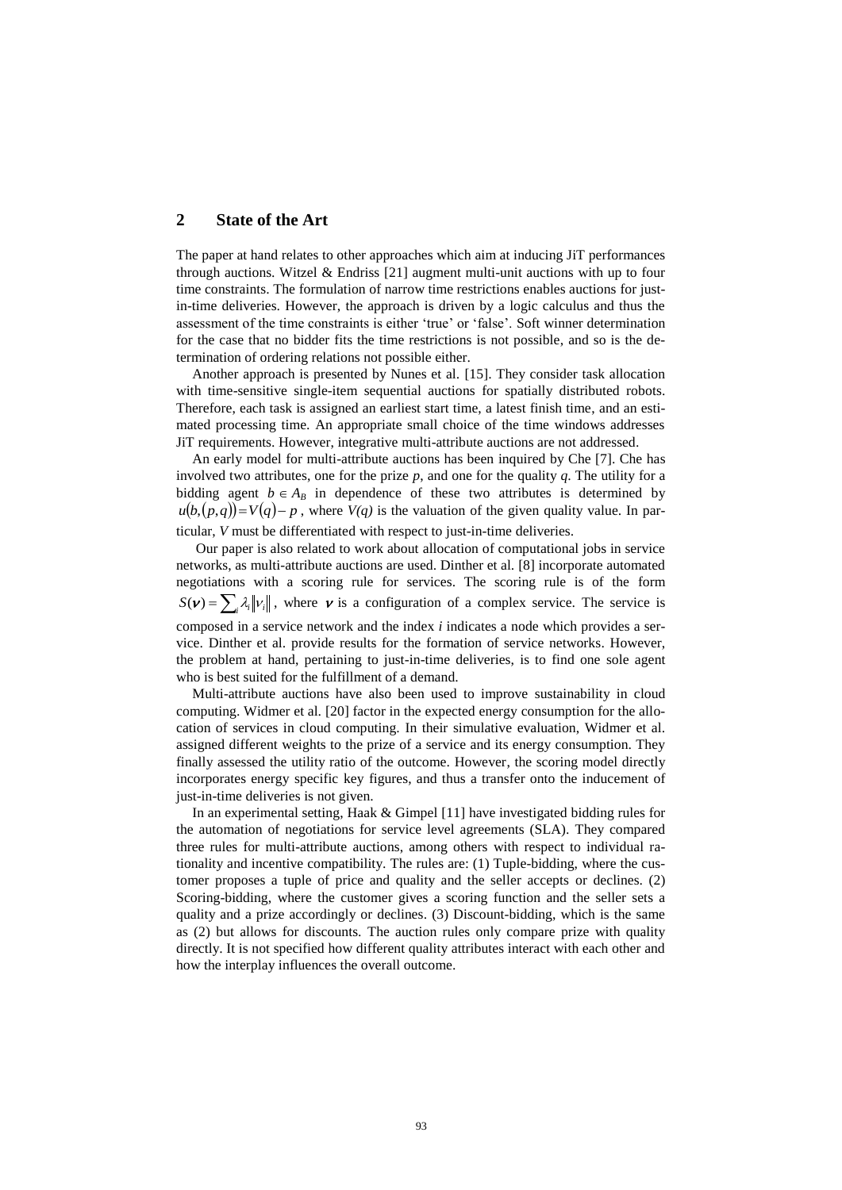## 2 State of the Art

The paper at hand relates to other approaches which aim at inducing JiT performances through auctions. Witzel & Endriss [21] augment multi-unit auctions with up to four time constraints. The formulation of narrow time restrictions enables auctions for just-in-time deliveries. However, the approach is driven by a logic calculus and thus the assessment of the time constraints is either 'true' or 'false'. Soft winner determination for the case that no bidder fits the time restrictions is not possible, and so is the determination of ordering relations not possible either.

Another approach is presented by Nunes et al. [15]. They consider task allocation with time-sensitive single-item sequential auctions for spatially distributed robots. Therefore, each task is assigned an earliest start time, a latest finish time, and an estimated processing time. An appropriate small choice of the time windows addresses JiT requirements. However, integrative multi-attribute auctions are not addressed.

An early model for multi-attribute auctions has been inquired by Che [7]. Che has involved two attributes, one for the prize $p$, and one for the quality $q$. The utility for a bidding agent $b \in A_B$ in dependence of these two attributes is determined by $u(b,(p,q)) = V(q) - p$, where $V(q)$ is the valuation of the given quality value. In particular, $V$ must be differentiated with respect to just-in-time deliveries.

Our paper is also related to work about allocation of computational jobs in service networks, as multi-attribute auctions are used. Dinther et al. [8] incorporate automated negotiations with a scoring rule for services. The scoring rule is of the form $S(\boldsymbol{\nu}) = \sum_i \lambda_i \|\nu_i\|$, where $\boldsymbol{\nu}$ is a configuration of a complex service. The service is composed in a service network and the index $i$ indicates a node which provides a service. Dinther et al. provide results for the formation of service networks. However, the problem at hand, pertaining to just-in-time deliveries, is to find one sole agent who is best suited for the fulfillment of a demand.

Multi-attribute auctions have also been used to improve sustainability in cloud computing. Widmer et al. [20] factor in the expected energy consumption for the allocation of services in cloud computing. In their simulative evaluation, Widmer et al. assigned different weights to the prize of a service and its energy consumption. They finally assessed the utility ratio of the outcome. However, the scoring model directly incorporates energy specific key figures, and thus a transfer onto the inducement of just-in-time deliveries is not given.

In an experimental setting, Haak & Gimpel [11] have investigated bidding rules for the automation of negotiations for service level agreements (SLA). They compared three rules for multi-attribute auctions, among others with respect to individual rationality and incentive compatibility. The rules are: (1) Tuple-bidding, where the customer proposes a tuple of price and quality and the seller accepts or declines. (2) Scoring-bidding, where the customer gives a scoring function and the seller sets a quality and a prize accordingly or declines. (3) Discount-bidding, which is the same as (2) but allows for discounts. The auction rules only compare prize with quality directly. It is not specified how different quality attributes interact with each other and how the interplay influences the overall outcome.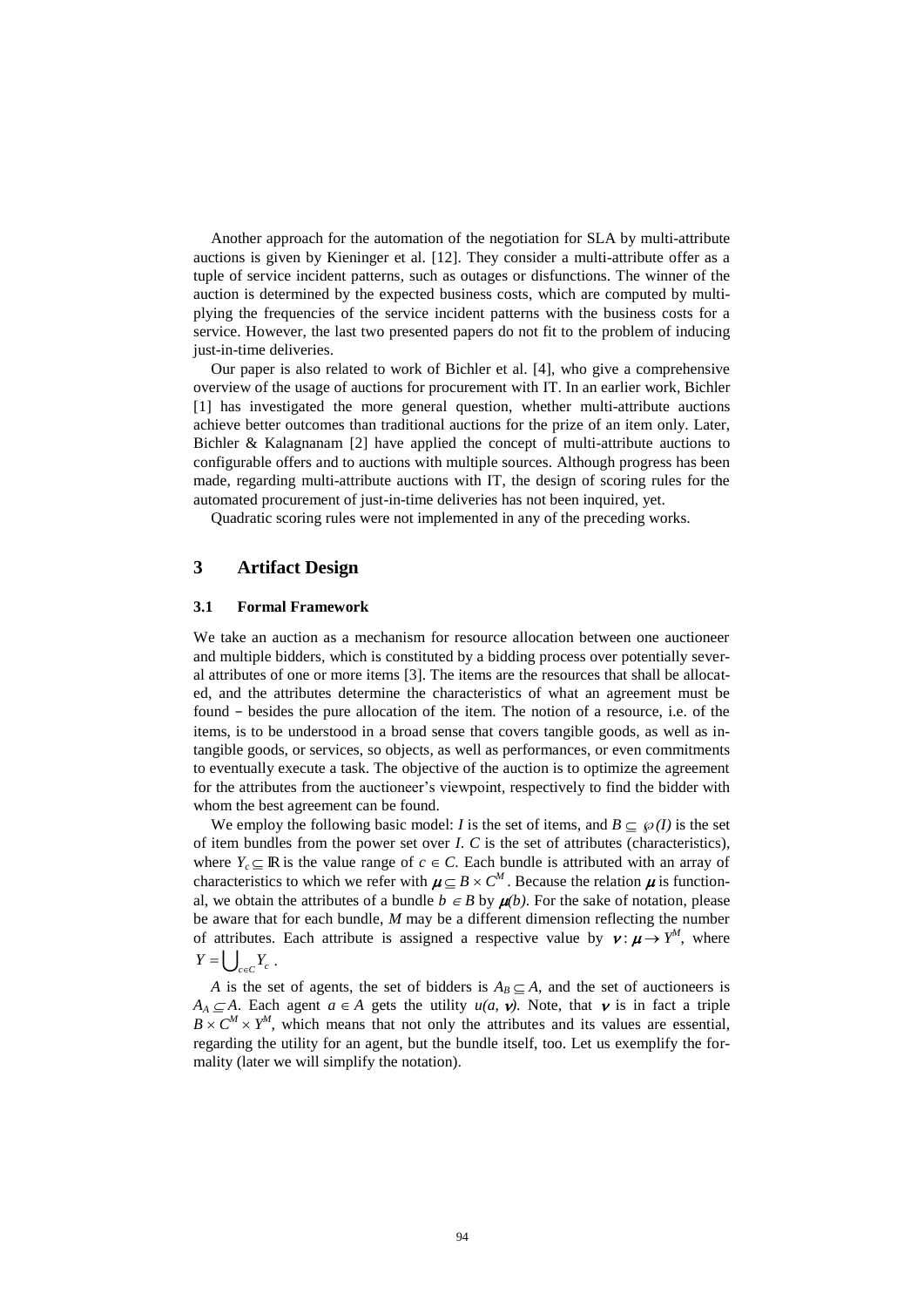Another approach for the automation of the negotiation for SLA by multi-attribute auctions is given by Kieninger et al. [12]. They consider a multi-attribute offer as a tuple of service incident patterns, such as outages or disfunctions. The winner of the auction is determined by the expected business costs, which are computed by multiplying the frequencies of the service incident patterns with the business costs for a service. However, the last two presented papers do not fit to the problem of inducing just-in-time deliveries.

Our paper is also related to work of Bichler et al. [4], who give a comprehensive overview of the usage of auctions for procurement with IT. In an earlier work, Bichler [1] has investigated the more general question, whether multi-attribute auctions achieve better outcomes than traditional auctions for the prize of an item only. Later, Bichler & Kalagnanam [2] have applied the concept of multi-attribute auctions to configurable offers and to auctions with multiple sources. Although progress has been made, regarding multi-attribute auctions with IT, the design of scoring rules for the automated procurement of just-in-time deliveries has not been inquired, yet.

Quadratic scoring rules were not implemented in any of the preceding works.

## 3 Artifact Design

### 3.1 Formal Framework

We take an auction as a mechanism for resource allocation between one auctioneer and multiple bidders, which is constituted by a bidding process over potentially several attributes of one or more items [3]. The items are the resources that shall be allocated, and the attributes determine the characteristics of what an agreement must be found – besides the pure allocation of the item. The notion of a resource, i.e. of the items, is to be understood in a broad sense that covers tangible goods, as well as intangible goods, or services, so objects, as well as performances, or even commitments to eventually execute a task. The objective of the auction is to optimize the agreement for the attributes from the auctioneer's viewpoint, respectively to find the bidder with whom the best agreement can be found.

We employ the following basic model: $I$ is the set of items, and $B \subseteq \wp(I)$ is the set of item bundles from the power set over $I$. $C$ is the set of attributes (characteristics), where $Y_c \subseteq \mathbb{R}$ is the value range of $c \in C$. Each bundle is attributed with an array of characteristics to which we refer with $\mu \subseteq B \times C^M$. Because the relation $\mu$ is functional, we obtain the attributes of a bundle $b \in B$ by $\mu(b)$. For the sake of notation, please be aware that for each bundle, $M$ may be a different dimension reflecting the number of attributes. Each attribute is assigned a respective value by $\nu : \mu \rightarrow Y^M$, where $Y = \bigcup_{c \in C} Y_c$.

$A$ is the set of agents, the set of bidders is $A_B \subseteq A$, and the set of auctioneers is $A_A \subseteq A$. Each agent $a \in A$ gets the utility $u(a, \nu)$. Note, that $\nu$ is in fact a triple $B \times C^M \times Y^M$, which means that not only the attributes and its values are essential, regarding the utility for an agent, but the bundle itself, too. Let us exemplify the formality (later we will simplify the notation).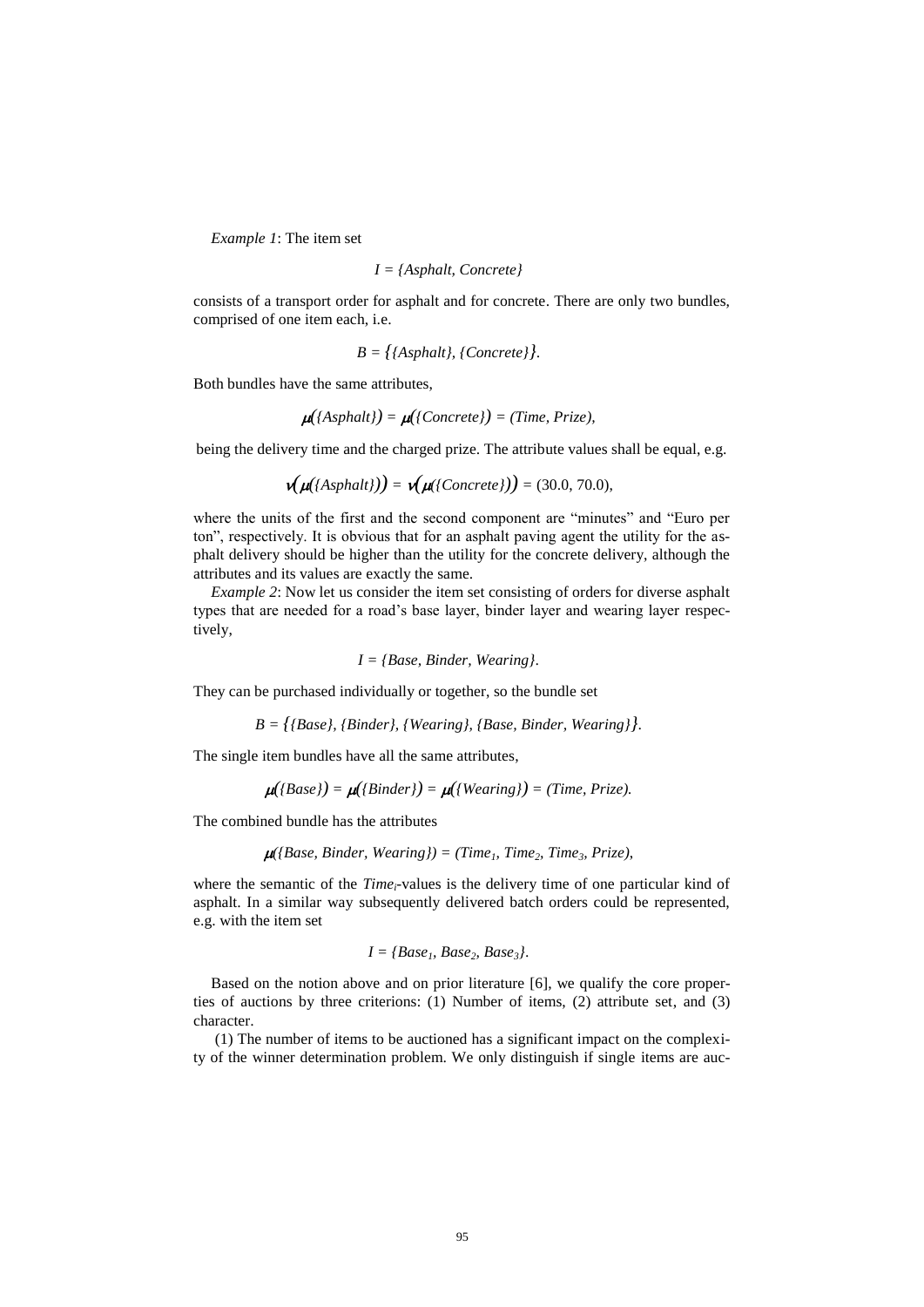*Example 1*: The item set

$$I = \{Asphalt, Concrete\}$$

consists of a transport order for asphalt and for concrete. There are only two bundles, comprised of one item each, i.e.

$$B = \{\{Asphalt\}, \{Concrete\}\}.$$

Both bundles have the same attributes,

$$\mu(\{Asphalt\}) = \mu(\{Concrete\}) = (Time, Prize),$$

being the delivery time and the charged prize. The attribute values shall be equal, e.g.

$$\nu(\mu(\{Asphalt\})) = \nu(\mu(\{Concrete\})) = (30.0, 70.0),$$

where the units of the first and the second component are "minutes" and "Euro per ton", respectively. It is obvious that for an asphalt paving agent the utility for the asphalt delivery should be higher than the utility for the concrete delivery, although the attributes and its values are exactly the same.

*Example 2*: Now let us consider the item set consisting of orders for diverse asphalt types that are needed for a road's base layer, binder layer and wearing layer respectively,

$$I = \{Base, Binder, Wearing\}.$$

They can be purchased individually or together, so the bundle set

$$B = \{\{Base\}, \{Binder\}, \{Wearing\}, \{Base, Binder, Wearing\}\}.$$

The single item bundles have all the same attributes,

$$\mu(\{Base\}) = \mu(\{Binder\}) = \mu(\{Wearing\}) = (Time, Prize).$$

The combined bundle has the attributes

$$\mu(\{Base, Binder, Wearing\}) = (Time_1, Time_2, Time_3, Prize),$$

where the semantic of the $Time_i$-values is the delivery time of one particular kind of asphalt. In a similar way subsequently delivered batch orders could be represented, e.g. with the item set

$$I = \{Base_1, Base_2, Base_3\}.$$

Based on the notion above and on prior literature [6], we qualify the core properties of auctions by three criterions: (1) Number of items, (2) attribute set, and (3) character.

(1) The number of items to be auctioned has a significant impact on the complexity of the winner determination problem. We only distinguish if single items are auc-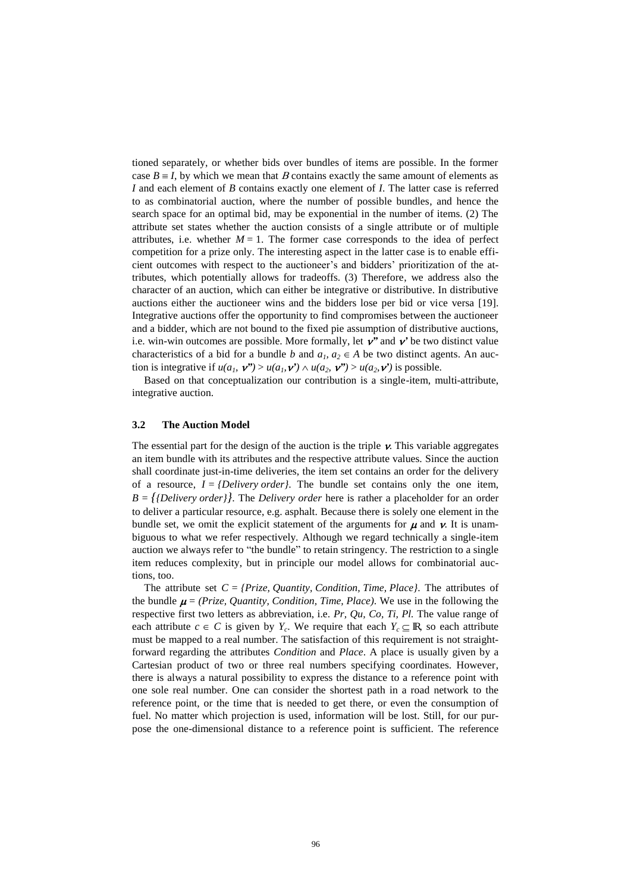tioned separately, or whether bids over bundles of items are possible. In the former case $B \equiv I$, by which we mean that $B$ contains exactly the same amount of elements as $I$ and each element of $B$ contains exactly one element of $I$. The latter case is referred to as combinatorial auction, where the number of possible bundles, and hence the search space for an optimal bid, may be exponential in the number of items. (2) The attribute set states whether the auction consists of a single attribute or of multiple attributes, i.e. whether $M = 1$. The former case corresponds to the idea of perfect competition for a prize only. The interesting aspect in the latter case is to enable efficient outcomes with respect to the auctioneer's and bidders' prioritization of the attributes, which potentially allows for tradeoffs. (3) Therefore, we address also the character of an auction, which can either be integrative or distributive. In distributive auctions either the auctioneer wins and the bidders lose per bid or vice versa [19]. Integrative auctions offer the opportunity to find compromises between the auctioneer and a bidder, which are not bound to the fixed pie assumption of distributive auctions, i.e. win-win outcomes are possible. More formally, let $\boldsymbol{\nu}''$ and $\boldsymbol{\nu}'$ be two distinct value characteristics of a bid for a bundle $b$ and $a_1, a_2 \in A$ be two distinct agents. An auction is integrative if $u(a_1, \boldsymbol{\nu}'') > u(a_1, \boldsymbol{\nu}') \wedge u(a_2, \boldsymbol{\nu}'') > u(a_2, \boldsymbol{\nu}')$ is possible.

Based on that conceptualization our contribution is a single-item, multi-attribute, integrative auction.

### 3.2 The Auction Model

The essential part for the design of the auction is the triple $\boldsymbol{\nu}$. This variable aggregates an item bundle with its attributes and the respective attribute values. Since the auction shall coordinate just-in-time deliveries, the item set contains an order for the delivery of a resource, $I = \{Delivery\ order\}$. The bundle set contains only the one item, $B = \{\{Delivery\ order\}\}$. The *Delivery order* here is rather a placeholder for an order to deliver a particular resource, e.g. asphalt. Because there is solely one element in the bundle set, we omit the explicit statement of the arguments for $\boldsymbol{\mu}$ and $\boldsymbol{\nu}$. It is unambiguous to what we refer respectively. Although we regard technically a single-item auction we always refer to "the bundle" to retain stringency. The restriction to a single item reduces complexity, but in principle our model allows for combinatorial auctions, too.

The attribute set $C = \{Prize, Quantity, Condition, Time, Place\}$. The attributes of the bundle $\boldsymbol{\mu} = (Prize, Quantity, Condition, Time, Place)$. We use in the following the respective first two letters as abbreviation, i.e. *Pr, Qu, Co, Ti, Pl*. The value range of each attribute $c \in C$ is given by $Y_c$. We require that each $Y_c \subseteq \mathbb{R}$, so each attribute must be mapped to a real number. The satisfaction of this requirement is not straightforward regarding the attributes *Condition* and *Place*. A place is usually given by a Cartesian product of two or three real numbers specifying coordinates. However, there is always a natural possibility to express the distance to a reference point with one sole real number. One can consider the shortest path in a road network to the reference point, or the time that is needed to get there, or even the consumption of fuel. No matter which projection is used, information will be lost. Still, for our purpose the one-dimensional distance to a reference point is sufficient. The reference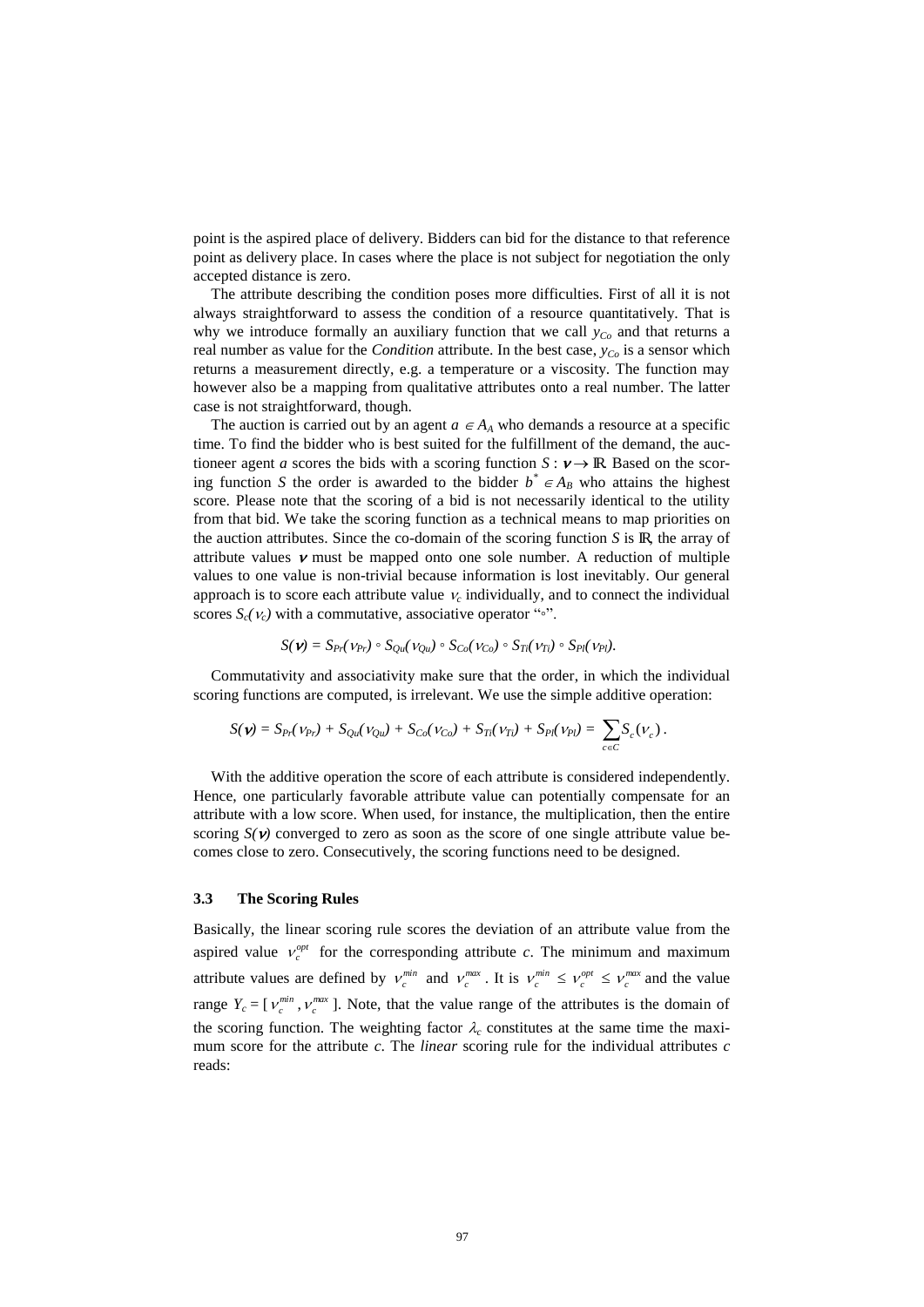point is the aspired place of delivery. Bidders can bid for the distance to that reference point as delivery place. In cases where the place is not subject for negotiation the only accepted distance is zero.

The attribute describing the condition poses more difficulties. First of all it is not always straightforward to assess the condition of a resource quantitatively. That is why we introduce formally an auxiliary function that we call $y_{Co}$ and that returns a real number as value for the *Condition* attribute. In the best case, $y_{Co}$ is a sensor which returns a measurement directly, e.g. a temperature or a viscosity. The function may however also be a mapping from qualitative attributes onto a real number. The latter case is not straightforward, though.

The auction is carried out by an agent $a \in A_A$ who demands a resource at a specific time. To find the bidder who is best suited for the fulfillment of the demand, the auctioneer agent *a* scores the bids with a scoring function $S : \boldsymbol{\nu} \rightarrow \mathbb{R}$. Based on the scoring function *S* the order is awarded to the bidder $b^* \in A_B$ who attains the highest score. Please note that the scoring of a bid is not necessarily identical to the utility from that bid. We take the scoring function as a technical means to map priorities on the auction attributes. Since the co-domain of the scoring function *S* is $\mathbb{R}$, the array of attribute values $\boldsymbol{\nu}$ must be mapped onto one sole number. A reduction of multiple values to one value is non-trivial because information is lost inevitably. Our general approach is to score each attribute value $\nu_c$ individually, and to connect the individual scores $S_c(\nu_c)$ with a commutative, associative operator "$\circ$".

$$S(\boldsymbol{\nu}) = S_{Pr}(\nu_{Pr}) \circ S_{Qu}(\nu_{Qu}) \circ S_{Co}(\nu_{Co}) \circ S_{Ti}(\nu_{Ti}) \circ S_{Pl}(\nu_{Pl}).$$

Commutativity and associativity make sure that the order, in which the individual scoring functions are computed, is irrelevant. We use the simple additive operation:

$$S(\boldsymbol{\nu}) = S_{Pr}(\nu_{Pr}) + S_{Qu}(\nu_{Qu}) + S_{Co}(\nu_{Co}) + S_{Ti}(\nu_{Ti}) + S_{Pl}(\nu_{Pl}) = \sum_{c \in C} S_c(\nu_c).$$

With the additive operation the score of each attribute is considered independently. Hence, one particularly favorable attribute value can potentially compensate for an attribute with a low score. When used, for instance, the multiplication, then the entire scoring $S(\boldsymbol{\nu})$ converged to zero as soon as the score of one single attribute value becomes close to zero. Consecutively, the scoring functions need to be designed.

### 3.3 The Scoring Rules

Basically, the linear scoring rule scores the deviation of an attribute value from the aspired value $\nu_c^{opt}$ for the corresponding attribute *c*. The minimum and maximum attribute values are defined by $\nu_c^{min}$ and $\nu_c^{max}$. It is $\nu_c^{min} \leq \nu_c^{opt} \leq \nu_c^{max}$ and the value range $Y_c = [\nu_c^{min}, \nu_c^{max}]$. Note, that the value range of the attributes is the domain of the scoring function. The weighting factor $\lambda_c$ constitutes at the same time the maximum score for the attribute *c*. The *linear* scoring rule for the individual attributes *c* reads: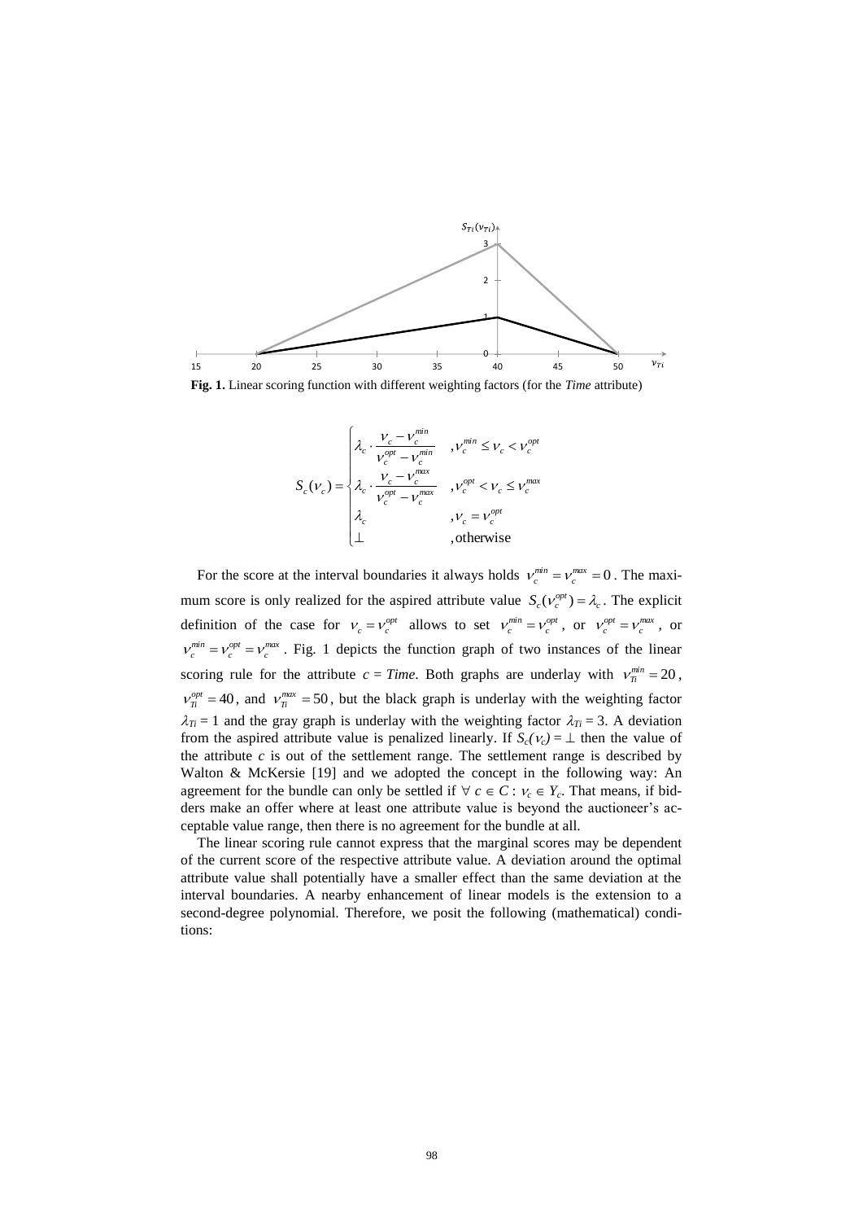**Fig. 1.** Linear scoring function with different weighting factors (for the *Time* attribute)

$$
S_c(\nu_c) = \begin{cases} \lambda_c \cdot \dfrac{\nu_c - \nu_c^{min}}{\nu_c^{opt} - \nu_c^{min}} & ,\nu_c^{min} \leq \nu_c < \nu_c^{opt} \\ \lambda_c \cdot \dfrac{\nu_c - \nu_c^{max}}{\nu_c^{opt} - \nu_c^{max}} & ,\nu_c^{opt} < \nu_c \leq \nu_c^{max} \\ \lambda_c & ,\nu_c = \nu_c^{opt} \\ \perp & ,\text{otherwise} \end{cases}
$$

For the score at the interval boundaries it always holds $\nu_c^{min} = \nu_c^{max} = 0$. The maximum score is only realized for the aspired attribute value $S_c(\nu_c^{opt}) = \lambda_c$. The explicit definition of the case for $\nu_c = \nu_c^{opt}$ allows to set $\nu_c^{min} = \nu_c^{opt}$, or $\nu_c^{opt} = \nu_c^{max}$, or $\nu_c^{min} = \nu_c^{opt} = \nu_c^{max}$. Fig. 1 depicts the function graph of two instances of the linear scoring rule for the attribute $c = Time$. Both graphs are underlay with $\nu_{Ti}^{min} = 20$, $\nu_{Ti}^{opt} = 40$, and $\nu_{Ti}^{max} = 50$, but the black graph is underlay with the weighting factor $\lambda_{Ti} = 1$ and the gray graph is underlay with the weighting factor $\lambda_{Ti} = 3$. A deviation from the aspired attribute value is penalized linearly. If $S_c(\nu_c) = \perp$ then the value of the attribute $c$ is out of the settlement range. The settlement range is described by Walton & McKersie [19] and we adopted the concept in the following way: An agreement for the bundle can only be settled if $\forall\, c \in C : \nu_c \in Y_c$. That means, if bidders make an offer where at least one attribute value is beyond the auctioneer's acceptable value range, then there is no agreement for the bundle at all.

The linear scoring rule cannot express that the marginal scores may be dependent of the current score of the respective attribute value. A deviation around the optimal attribute value shall potentially have a smaller effect than the same deviation at the interval boundaries. A nearby enhancement of linear models is the extension to a second-degree polynomial. Therefore, we posit the following (mathematical) conditions: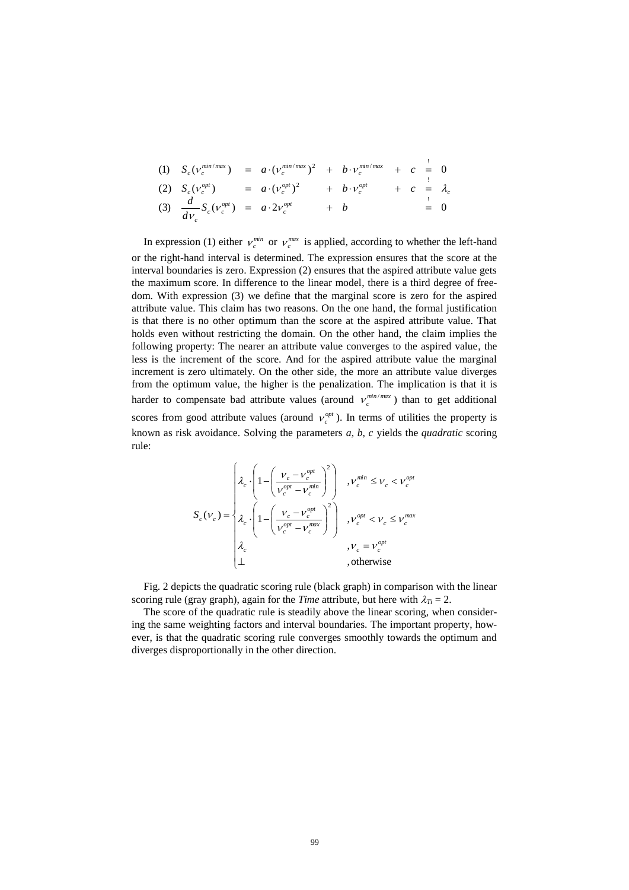$$
\begin{array}{llllllll}
(1) & S_c(\nu_c^{min/max}) & = & a \cdot (\nu_c^{min/max})^2 & + & b \cdot \nu_c^{min/max} & + \; c & \overset{!}{=} \; 0 \\
(2) & S_c(\nu_c^{opt}) & = & a \cdot (\nu_c^{opt})^2 & + & b \cdot \nu_c^{opt} & + \; c & \overset{!}{=} \; \lambda_c \\
(3) & \frac{d}{d\nu_c} S_c(\nu_c^{opt}) & = & a \cdot 2\nu_c^{opt} & + & b & & \overset{!}{=} \; 0
\end{array}
$$

In expression (1) either $\nu_c^{min}$ or $\nu_c^{max}$ is applied, according to whether the left-hand or the right-hand interval is determined. The expression ensures that the score at the interval boundaries is zero. Expression (2) ensures that the aspired attribute value gets the maximum score. In difference to the linear model, there is a third degree of freedom. With expression (3) we define that the marginal score is zero for the aspired attribute value. This claim has two reasons. On the one hand, the formal justification is that there is no other optimum than the score at the aspired attribute value. That holds even without restricting the domain. On the other hand, the claim implies the following property: The nearer an attribute value converges to the aspired value, the less is the increment of the score. And for the aspired attribute value the marginal increment is zero ultimately. On the other side, the more an attribute value diverges from the optimum value, the higher is the penalization. The implication is that it is harder to compensate bad attribute values (around $\nu_c^{min/max}$) than to get additional scores from good attribute values (around $\nu_c^{opt}$). In terms of utilities the property is known as risk avoidance. Solving the parameters *a, b, c* yields the *quadratic* scoring rule:

$$
S_c(\nu_c) = \begin{cases}
\lambda_c \cdot \left(1 - \left(\dfrac{\nu_c - \nu_c^{opt}}{\nu_c^{opt} - \nu_c^{min}}\right)^2\right) & , \nu_c^{min} \le \nu_c < \nu_c^{opt} \\
\lambda_c \cdot \left(1 - \left(\dfrac{\nu_c - \nu_c^{opt}}{\nu_c^{opt} - \nu_c^{max}}\right)^2\right) & , \nu_c^{opt} < \nu_c \le \nu_c^{max} \\
\lambda_c & , \nu_c = \nu_c^{opt} \\
\perp & , \text{otherwise}
\end{cases}
$$

Fig. 2 depicts the quadratic scoring rule (black graph) in comparison with the linear scoring rule (gray graph), again for the *Time* attribute, but here with $\lambda_{Ti} = 2$.

The score of the quadratic rule is steadily above the linear scoring, when considering the same weighting factors and interval boundaries. The important property, however, is that the quadratic scoring rule converges smoothly towards the optimum and diverges disproportionally in the other direction.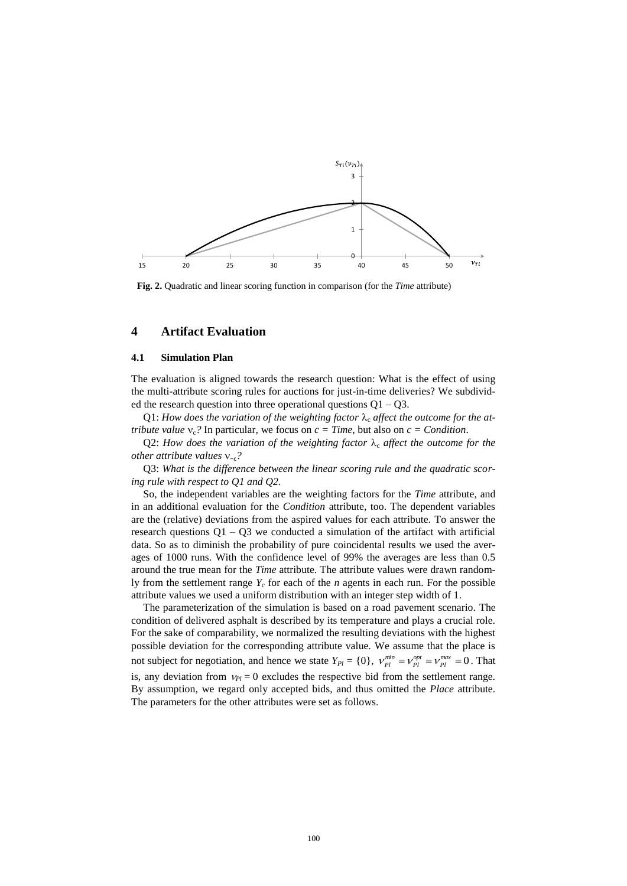**Fig. 2.** Quadratic and linear scoring function in comparison (for the *Time* attribute)

# 4 Artifact Evaluation

## 4.1 Simulation Plan

The evaluation is aligned towards the research question: What is the effect of using the multi-attribute scoring rules for auctions for just-in-time deliveries? We subdivided the research question into three operational questions Q1 – Q3.

Q1: *How does the variation of the weighting factor $\lambda_c$ affect the outcome for the attribute value $\nu_c$?* In particular, we focus on *c = Time*, but also on *c = Condition*.

Q2: *How does the variation of the weighting factor $\lambda_c$ affect the outcome for the other attribute values $\nu_{\neg c}$?*

Q3: *What is the difference between the linear scoring rule and the quadratic scoring rule with respect to Q1 and Q2.*

So, the independent variables are the weighting factors for the *Time* attribute, and in an additional evaluation for the *Condition* attribute, too. The dependent variables are the (relative) deviations from the aspired values for each attribute. To answer the research questions Q1 – Q3 we conducted a simulation of the artifact with artificial data. So as to diminish the probability of pure coincidental results we used the averages of 1000 runs. With the confidence level of 99% the averages are less than 0.5 around the true mean for the *Time* attribute. The attribute values were drawn randomly from the settlement range $Y_c$ for each of the *n* agents in each run. For the possible attribute values we used a uniform distribution with an integer step width of 1.

The parameterization of the simulation is based on a road pavement scenario. The condition of delivered asphalt is described by its temperature and plays a crucial role. For the sake of comparability, we normalized the resulting deviations with the highest possible deviation for the corresponding attribute value. We assume that the place is not subject for negotiation, and hence we state $Y_{Pl} = \{0\}$, $\nu_{Pl}^{min} = \nu_{Pl}^{opt} = \nu_{Pl}^{max} = 0$. That is, any deviation from $\nu_{Pl} = 0$ excludes the respective bid from the settlement range. By assumption, we regard only accepted bids, and thus omitted the *Place* attribute. The parameters for the other attributes were set as follows.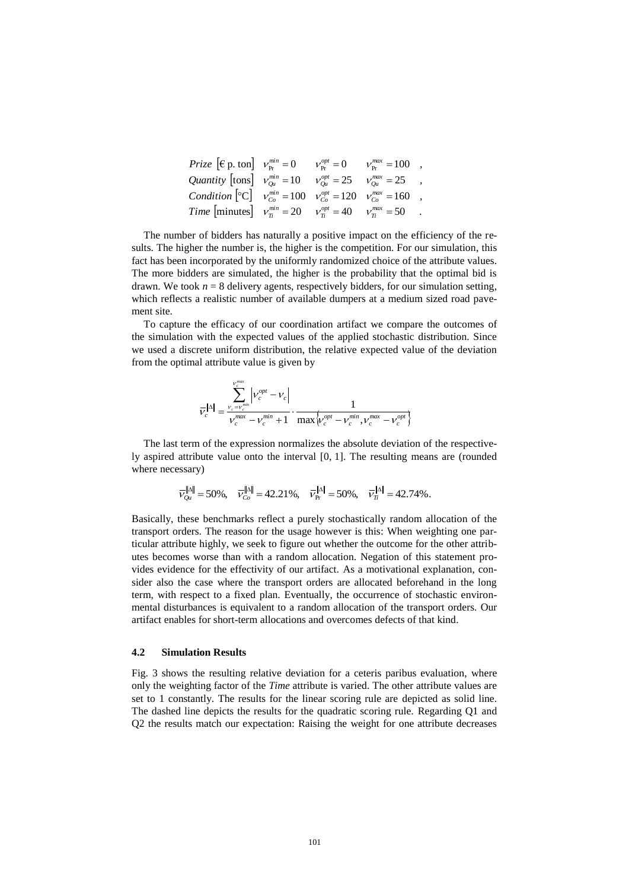$$
\begin{array}{lllll}
\textit{Prize}\ [€\ \text{p. ton}] & \nu_{\Pr}^{min}=0 & \nu_{\Pr}^{opt}=0 & \nu_{\Pr}^{max}=100 & , \\
\textit{Quantity}\ [\text{tons}] & \nu_{Qu}^{min}=10 & \nu_{Qu}^{opt}=25 & \nu_{Qu}^{max}=25 & , \\
\textit{Condition}\ [^{\circ}\text{C}] & \nu_{Co}^{min}=100 & \nu_{Co}^{opt}=120 & \nu_{Co}^{max}=160 & , \\
\textit{Time}\ [\text{minutes}] & \nu_{Ti}^{min}=20 & \nu_{Ti}^{opt}=40 & \nu_{Ti}^{max}=50 & .
\end{array}
$$

The number of bidders has naturally a positive impact on the efficiency of the results. The higher the number is, the higher is the competition. For our simulation, this fact has been incorporated by the uniformly randomized choice of the attribute values. The more bidders are simulated, the higher is the probability that the optimal bid is drawn. We took $n = 8$ delivery agents, respectively bidders, for our simulation setting, which reflects a realistic number of available dumpers at a medium sized road pavement site.

To capture the efficacy of our coordination artifact we compare the outcomes of the simulation with the expected values of the applied stochastic distribution. Since we used a discrete uniform distribution, the relative expected value of the deviation from the optimal attribute value is given by

$$
\overline{\nu}_c^{|\Delta|} = \frac{\sum_{\nu_c=\nu_c^{min}}^{\nu_c^{max}} \left|\nu_c^{opt}-\nu_c\right|}{\nu_c^{max}-\nu_c^{min}+1} \cdot \frac{1}{\max\left\{\nu_c^{opt}-\nu_c^{min}, \nu_c^{max}-\nu_c^{opt}\right\}}
$$

The last term of the expression normalizes the absolute deviation of the respectively aspired attribute value onto the interval [0, 1]. The resulting means are (rounded where necessary)

$$
\overline{\nu}_{Qu}^{|\Delta|} = 50\%, \quad \overline{\nu}_{Co}^{|\Delta|} = 42.21\%, \quad \overline{\nu}_{\Pr}^{|\Delta|} = 50\%, \quad \overline{\nu}_{Ti}^{|\Delta|} = 42.74\%.
$$

Basically, these benchmarks reflect a purely stochastically random allocation of the transport orders. The reason for the usage however is this: When weighting one particular attribute highly, we seek to figure out whether the outcome for the other attributes becomes worse than with a random allocation. Negation of this statement provides evidence for the effectivity of our artifact. As a motivational explanation, consider also the case where the transport orders are allocated beforehand in the long term, with respect to a fixed plan. Eventually, the occurrence of stochastic environmental disturbances is equivalent to a random allocation of the transport orders. Our artifact enables for short-term allocations and overcomes defects of that kind.

### 4.2 Simulation Results

Fig. 3 shows the resulting relative deviation for a ceteris paribus evaluation, where only the weighting factor of the *Time* attribute is varied. The other attribute values are set to 1 constantly. The results for the linear scoring rule are depicted as solid line. The dashed line depicts the results for the quadratic scoring rule. Regarding Q1 and Q2 the results match our expectation: Raising the weight for one attribute decreases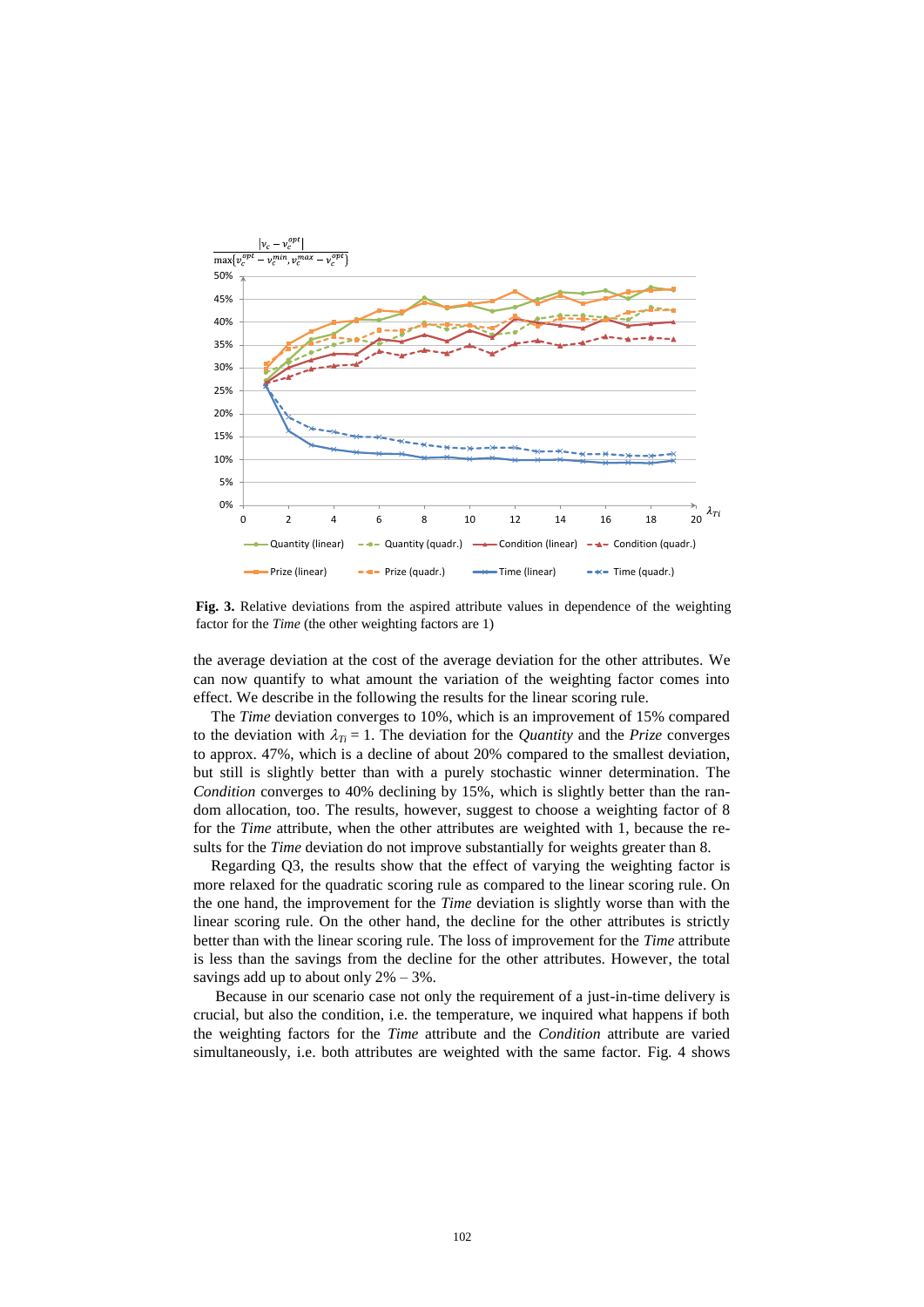**Fig. 3.** Relative deviations from the aspired attribute values in dependence of the weighting factor for the *Time* (the other weighting factors are 1)

the average deviation at the cost of the average deviation for the other attributes. We can now quantify to what amount the variation of the weighting factor comes into effect. We describe in the following the results for the linear scoring rule.

The *Time* deviation converges to 10%, which is an improvement of 15% compared to the deviation with $\lambda_{Ti} = 1$. The deviation for the *Quantity* and the *Prize* converges to approx. 47%, which is a decline of about 20% compared to the smallest deviation, but still is slightly better than with a purely stochastic winner determination. The *Condition* converges to 40% declining by 15%, which is slightly better than the random allocation, too. The results, however, suggest to choose a weighting factor of 8 for the *Time* attribute, when the other attributes are weighted with 1, because the results for the *Time* deviation do not improve substantially for weights greater than 8.

Regarding Q3, the results show that the effect of varying the weighting factor is more relaxed for the quadratic scoring rule as compared to the linear scoring rule. On the one hand, the improvement for the *Time* deviation is slightly worse than with the linear scoring rule. On the other hand, the decline for the other attributes is strictly better than with the linear scoring rule. The loss of improvement for the *Time* attribute is less than the savings from the decline for the other attributes. However, the total savings add up to about only 2% – 3%.

Because in our scenario case not only the requirement of a just-in-time delivery is crucial, but also the condition, i.e. the temperature, we inquired what happens if both the weighting factors for the *Time* attribute and the *Condition* attribute are varied simultaneously, i.e. both attributes are weighted with the same factor. Fig. 4 shows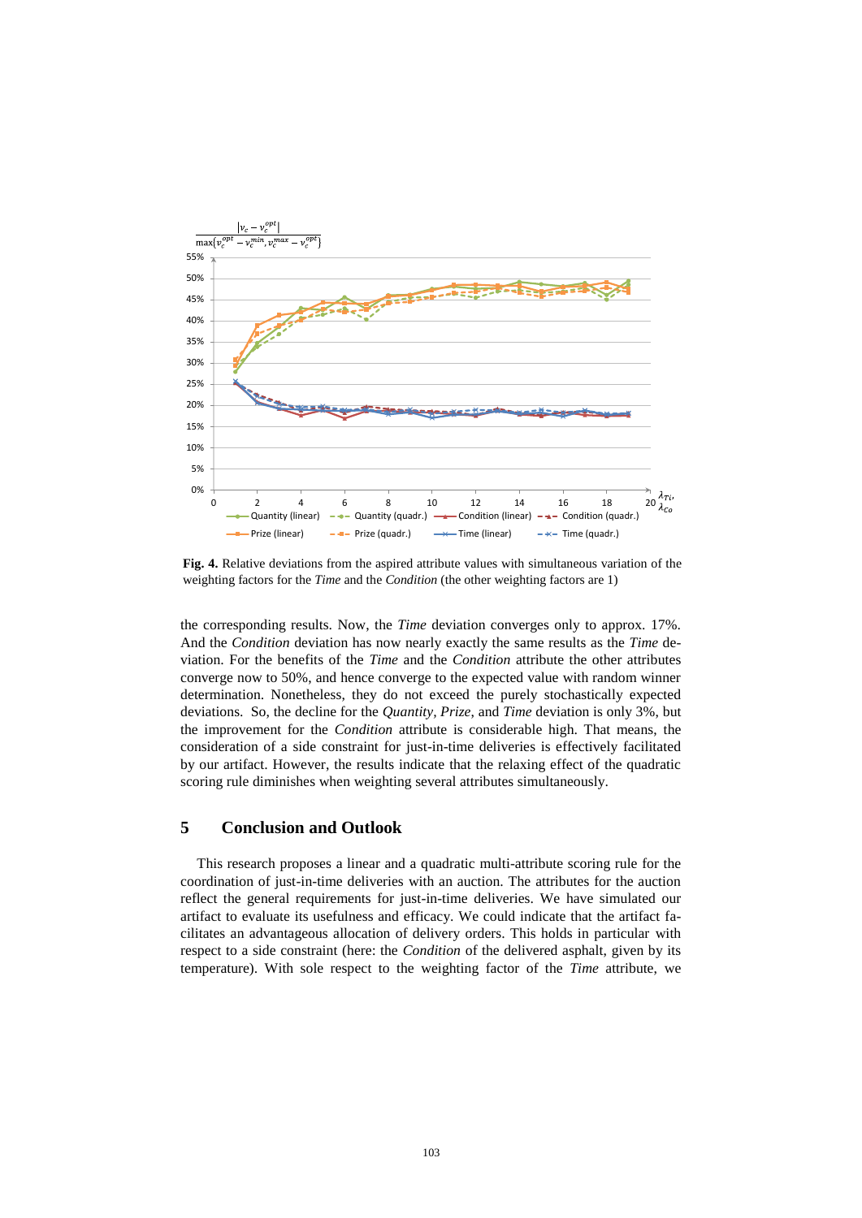**Fig. 4.** Relative deviations from the aspired attribute values with simultaneous variation of the weighting factors for the *Time* and the *Condition* (the other weighting factors are 1)

the corresponding results. Now, the *Time* deviation converges only to approx. 17%. And the *Condition* deviation has now nearly exactly the same results as the *Time* deviation. For the benefits of the *Time* and the *Condition* attribute the other attributes converge now to 50%, and hence converge to the expected value with random winner determination. Nonetheless, they do not exceed the purely stochastically expected deviations. So, the decline for the *Quantity*, *Prize*, and *Time* deviation is only 3%, but the improvement for the *Condition* attribute is considerable high. That means, the consideration of a side constraint for just-in-time deliveries is effectively facilitated by our artifact. However, the results indicate that the relaxing effect of the quadratic scoring rule diminishes when weighting several attributes simultaneously.

## 5 Conclusion and Outlook

This research proposes a linear and a quadratic multi-attribute scoring rule for the coordination of just-in-time deliveries with an auction. The attributes for the auction reflect the general requirements for just-in-time deliveries. We have simulated our artifact to evaluate its usefulness and efficacy. We could indicate that the artifact facilitates an advantageous allocation of delivery orders. This holds in particular with respect to a side constraint (here: the *Condition* of the delivered asphalt, given by its temperature). With sole respect to the weighting factor of the *Time* attribute, we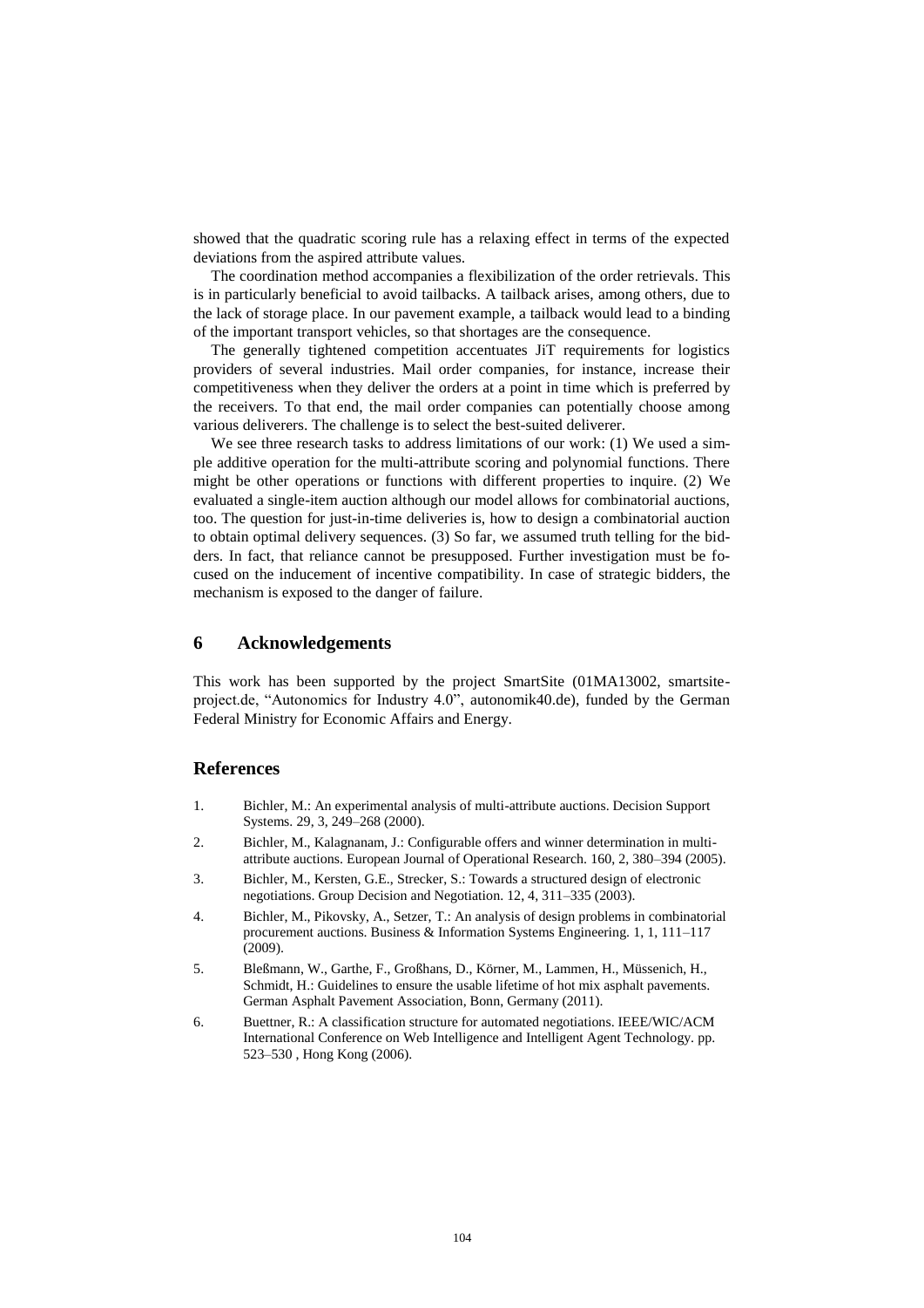showed that the quadratic scoring rule has a relaxing effect in terms of the expected deviations from the aspired attribute values.

The coordination method accompanies a flexibilization of the order retrievals. This is in particularly beneficial to avoid tailbacks. A tailback arises, among others, due to the lack of storage place. In our pavement example, a tailback would lead to a binding of the important transport vehicles, so that shortages are the consequence.

The generally tightened competition accentuates JiT requirements for logistics providers of several industries. Mail order companies, for instance, increase their competitiveness when they deliver the orders at a point in time which is preferred by the receivers. To that end, the mail order companies can potentially choose among various deliverers. The challenge is to select the best-suited deliverer.

We see three research tasks to address limitations of our work: (1) We used a simple additive operation for the multi-attribute scoring and polynomial functions. There might be other operations or functions with different properties to inquire. (2) We evaluated a single-item auction although our model allows for combinatorial auctions, too. The question for just-in-time deliveries is, how to design a combinatorial auction to obtain optimal delivery sequences. (3) So far, we assumed truth telling for the bidders. In fact, that reliance cannot be presupposed. Further investigation must be focused on the inducement of incentive compatibility. In case of strategic bidders, the mechanism is exposed to the danger of failure.

## 6 Acknowledgements

This work has been supported by the project SmartSite (01MA13002, smartsite-project.de, "Autonomics for Industry 4.0", autonomik40.de), funded by the German Federal Ministry for Economic Affairs and Energy.

## References

1. Bichler, M.: An experimental analysis of multi-attribute auctions. Decision Support Systems. 29, 3, 249–268 (2000).
2. Bichler, M., Kalagnanam, J.: Configurable offers and winner determination in multi-attribute auctions. European Journal of Operational Research. 160, 2, 380–394 (2005).
3. Bichler, M., Kersten, G.E., Strecker, S.: Towards a structured design of electronic negotiations. Group Decision and Negotiation. 12, 4, 311–335 (2003).
4. Bichler, M., Pikovsky, A., Setzer, T.: An analysis of design problems in combinatorial procurement auctions. Business & Information Systems Engineering. 1, 1, 111–117 (2009).
5. Bleßmann, W., Garthe, F., Großhans, D., Körner, M., Lammen, H., Müssenich, H., Schmidt, H.: Guidelines to ensure the usable lifetime of hot mix asphalt pavements. German Asphalt Pavement Association, Bonn, Germany (2011).
6. Buettner, R.: A classification structure for automated negotiations. IEEE/WIC/ACM International Conference on Web Intelligence and Intelligent Agent Technology. pp. 523–530 , Hong Kong (2006).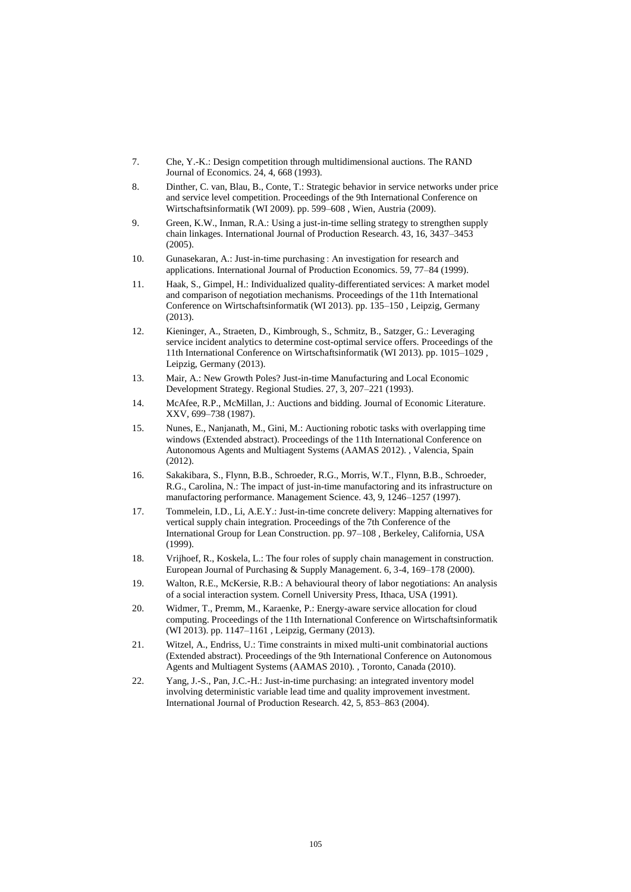7. Che, Y.-K.: Design competition through multidimensional auctions. The RAND Journal of Economics. 24, 4, 668 (1993).
8. Dinther, C. van, Blau, B., Conte, T.: Strategic behavior in service networks under price and service level competition. Proceedings of the 9th International Conference on Wirtschaftsinformatik (WI 2009). pp. 599–608 , Wien, Austria (2009).
9. Green, K.W., Inman, R.A.: Using a just-in-time selling strategy to strengthen supply chain linkages. International Journal of Production Research. 43, 16, 3437–3453 (2005).
10. Gunasekaran, A.: Just-in-time purchasing : An investigation for research and applications. International Journal of Production Economics. 59, 77–84 (1999).
11. Haak, S., Gimpel, H.: Individualized quality-differentiated services: A market model and comparison of negotiation mechanisms. Proceedings of the 11th International Conference on Wirtschaftsinformatik (WI 2013). pp. 135–150 , Leipzig, Germany (2013).
12. Kieninger, A., Straeten, D., Kimbrough, S., Schmitz, B., Satzger, G.: Leveraging service incident analytics to determine cost-optimal service offers. Proceedings of the 11th International Conference on Wirtschaftsinformatik (WI 2013). pp. 1015–1029 , Leipzig, Germany (2013).
13. Mair, A.: New Growth Poles? Just-in-time Manufacturing and Local Economic Development Strategy. Regional Studies. 27, 3, 207–221 (1993).
14. McAfee, R.P., McMillan, J.: Auctions and bidding. Journal of Economic Literature. XXV, 699–738 (1987).
15. Nunes, E., Nanjanath, M., Gini, M.: Auctioning robotic tasks with overlapping time windows (Extended abstract). Proceedings of the 11th International Conference on Autonomous Agents and Multiagent Systems (AAMAS 2012). , Valencia, Spain (2012).
16. Sakakibara, S., Flynn, B.B., Schroeder, R.G., Morris, W.T., Flynn, B.B., Schroeder, R.G., Carolina, N.: The impact of just-in-time manufactoring and its infrastructure on manufactoring performance. Management Science. 43, 9, 1246–1257 (1997).
17. Tommelein, I.D., Li, A.E.Y.: Just-in-time concrete delivery: Mapping alternatives for vertical supply chain integration. Proceedings of the 7th Conference of the International Group for Lean Construction. pp. 97–108 , Berkeley, California, USA (1999).
18. Vrijhoef, R., Koskela, L.: The four roles of supply chain management in construction. European Journal of Purchasing & Supply Management. 6, 3-4, 169–178 (2000).
19. Walton, R.E., McKersie, R.B.: A behavioural theory of labor negotiations: An analysis of a social interaction system. Cornell University Press, Ithaca, USA (1991).
20. Widmer, T., Premm, M., Karaenke, P.: Energy-aware service allocation for cloud computing. Proceedings of the 11th International Conference on Wirtschaftsinformatik (WI 2013). pp. 1147–1161 , Leipzig, Germany (2013).
21. Witzel, A., Endriss, U.: Time constraints in mixed multi-unit combinatorial auctions (Extended abstract). Proceedings of the 9th International Conference on Autonomous Agents and Multiagent Systems (AAMAS 2010). , Toronto, Canada (2010).
22. Yang, J.-S., Pan, J.C.-H.: Just-in-time purchasing: an integrated inventory model involving deterministic variable lead time and quality improvement investment. International Journal of Production Research. 42, 5, 853–863 (2004).